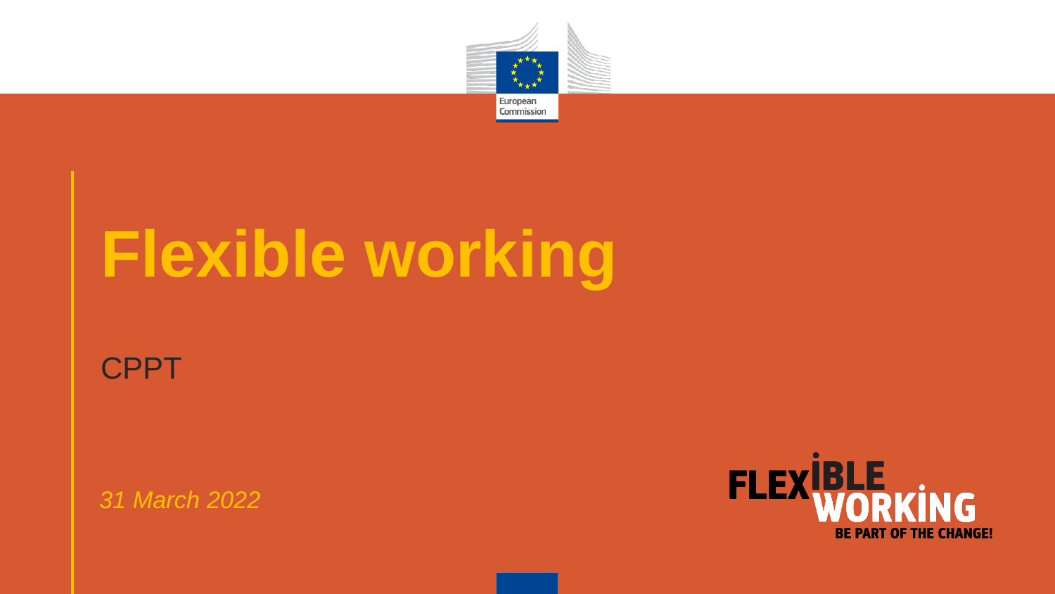# Flexible working

CPPT

*31 March 2022*

FLEXIBLE WORKING
BE PART OF THE CHANGE!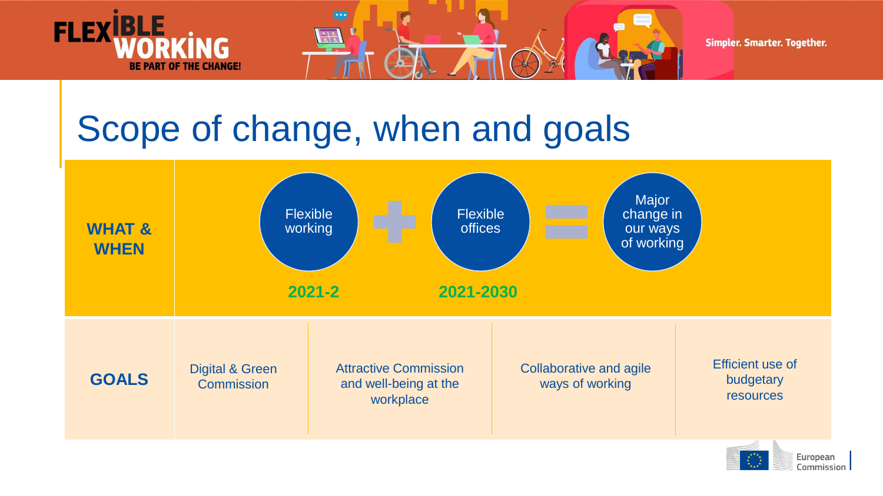# Scope of change, when and goals

| | | | |
|---|---|---|---|
| **WHAT & WHEN** | Flexible working (2021-2) | + Flexible offices (2021-2030) | = Major change in our ways of working |

| **GOALS** | | | |
|---|---|---|---|
| Digital & Green Commission | Attractive Commission and well-being at the workplace | Collaborative and agile ways of working | Efficient use of budgetary resources |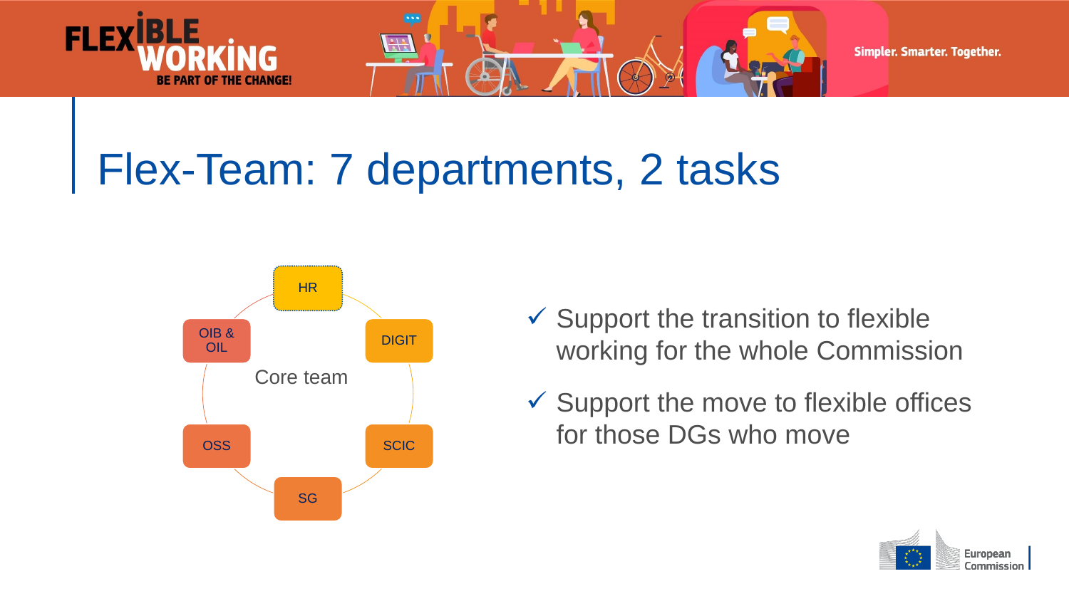# Flex-Team: 7 departments, 2 tasks

Core team

- HR
- DIGIT
- SCIC
- SG
- OSS
- OIB & OIL

- ✓ Support the transition to flexible working for the whole Commission
- ✓ Support the move to flexible offices for those DGs who move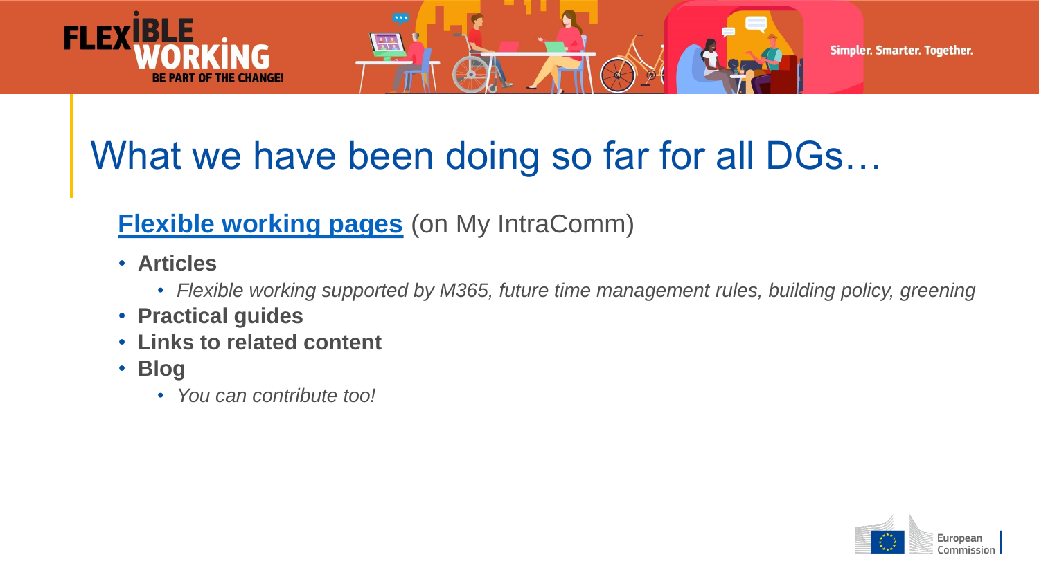# What we have been doing so far for all DGs…

**Flexible working pages** (on My IntraComm)

- **Articles**
  - *Flexible working supported by M365, future time management rules, building policy, greening*
- **Practical guides**
- **Links to related content**
- **Blog**
  - *You can contribute too!*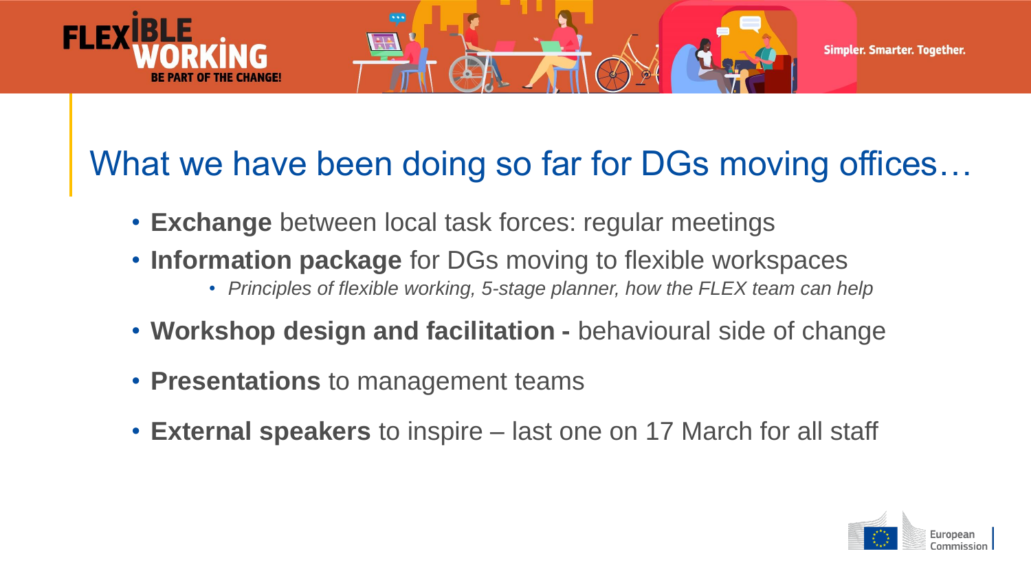# What we have been doing so far for DGs moving offices…

- **Exchange** between local task forces: regular meetings
- **Information package** for DGs moving to flexible workspaces
  - *Principles of flexible working, 5-stage planner, how the FLEX team can help*
- **Workshop design and facilitation -** behavioural side of change
- **Presentations** to management teams
- **External speakers** to inspire – last one on 17 March for all staff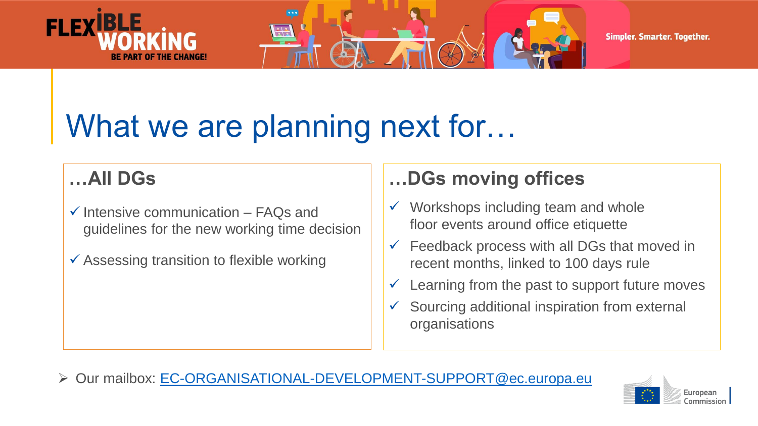# What we are planning next for…

## …All DGs

- ✓ Intensive communication – FAQs and guidelines for the new working time decision
- ✓ Assessing transition to flexible working

## …DGs moving offices

- ✓ Workshops including team and whole floor events around office etiquette
- ✓ Feedback process with all DGs that moved in recent months, linked to 100 days rule
- ✓ Learning from the past to support future moves
- ✓ Sourcing additional inspiration from external organisations

➢ Our mailbox: EC-ORGANISATIONAL-DEVELOPMENT-SUPPORT@ec.europa.eu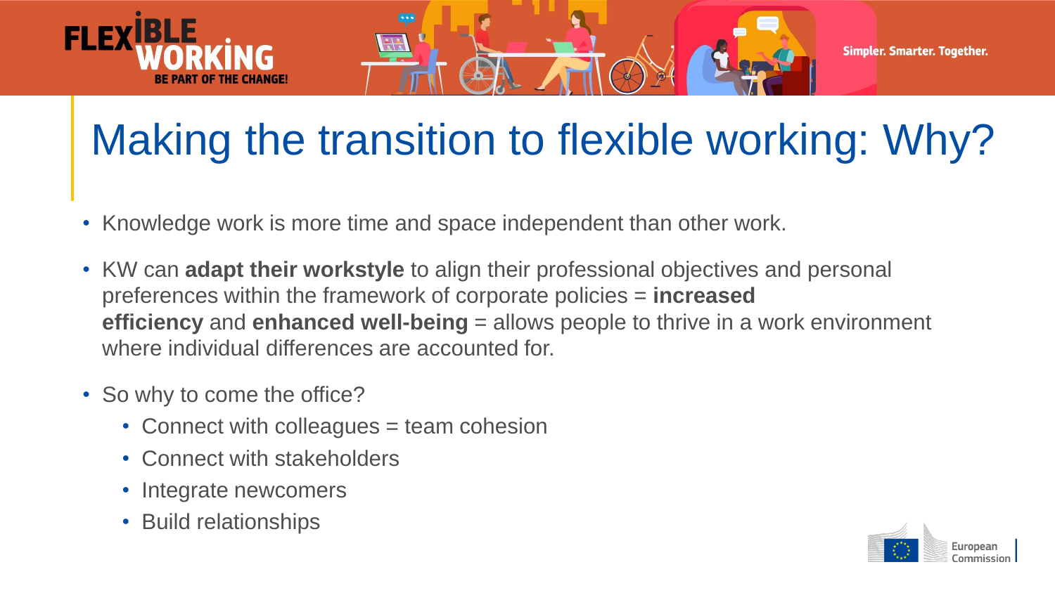# Making the transition to flexible working: Why?

- Knowledge work is more time and space independent than other work.
- KW can **adapt their workstyle** to align their professional objectives and personal preferences within the framework of corporate policies = **increased efficiency** and **enhanced well-being** = allows people to thrive in a work environment where individual differences are accounted for.
- So why to come the office?
  - Connect with colleagues = team cohesion
  - Connect with stakeholders
  - Integrate newcomers
  - Build relationships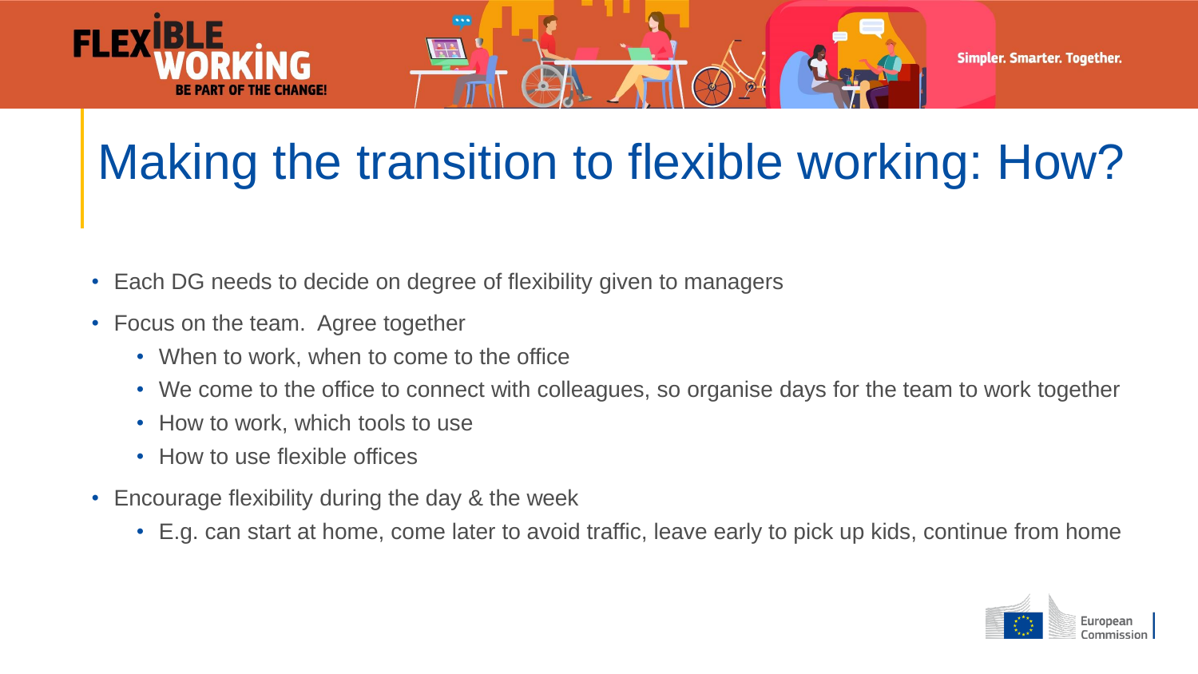# Making the transition to flexible working: How?

- Each DG needs to decide on degree of flexibility given to managers
- Focus on the team. Agree together
  - When to work, when to come to the office
  - We come to the office to connect with colleagues, so organise days for the team to work together
  - How to work, which tools to use
  - How to use flexible offices
- Encourage flexibility during the day & the week
  - E.g. can start at home, come later to avoid traffic, leave early to pick up kids, continue from home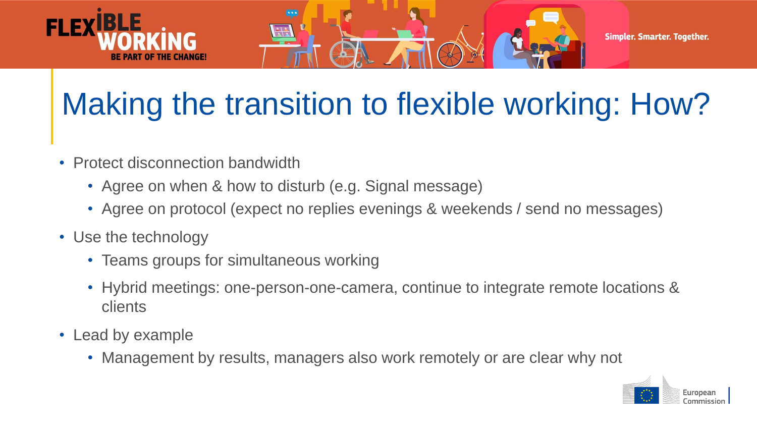# Making the transition to flexible working: How?

- Protect disconnection bandwidth
  - Agree on when & how to disturb (e.g. Signal message)
  - Agree on protocol (expect no replies evenings & weekends / send no messages)
- Use the technology
  - Teams groups for simultaneous working
  - Hybrid meetings: one-person-one-camera, continue to integrate remote locations & clients
- Lead by example
  - Management by results, managers also work remotely or are clear why not